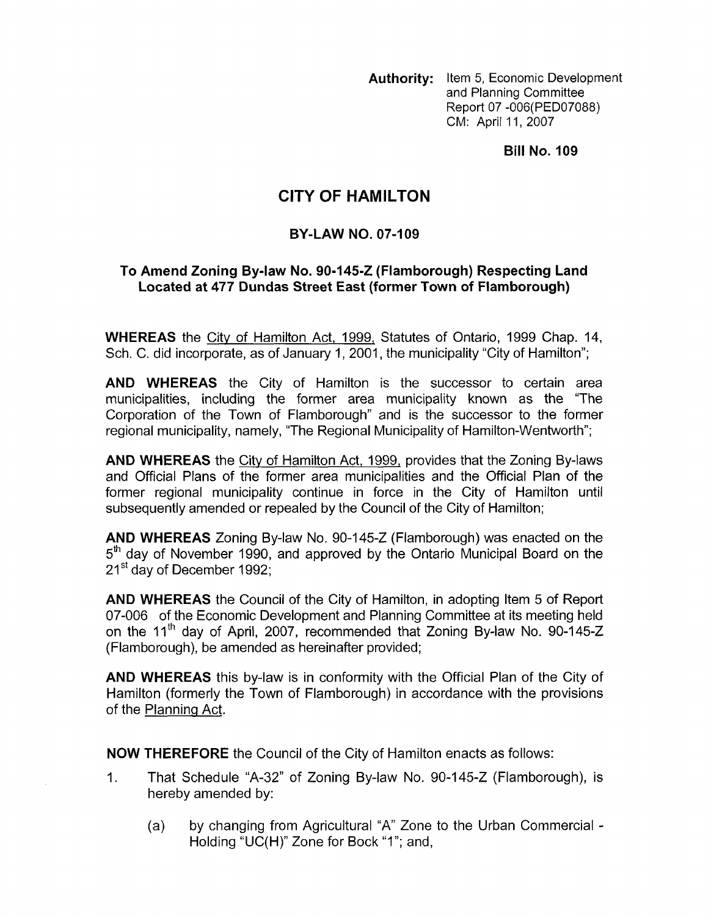**Authority:** Item 5, Economic Development and Planning Committee Report 07 -006(PED07088) CM: April 11, 2007

**Bill No. 109**

# CITY OF HAMILTON

## BY-LAW NO. 07-109

### To Amend Zoning By-law No. 90-145-Z (Flamborough) Respecting Land Located at 477 Dundas Street East (former Town of Flamborough)

**WHEREAS** the City of Hamilton Act, 1999, Statutes of Ontario, 1999 Chap. 14, Sch. C. did incorporate, as of January 1, 2001, the municipality "City of Hamilton";

**AND WHEREAS** the City of Hamilton is the successor to certain area municipalities, including the former area municipality known as the "The Corporation of the Town of Flamborough" and is the successor to the former regional municipality, namely, "The Regional Municipality of Hamilton-Wentworth";

**AND WHEREAS** the City of Hamilton Act, 1999, provides that the Zoning By-laws and Official Plans of the former area municipalities and the Official Plan of the former regional municipality continue in force in the City of Hamilton until subsequently amended or repealed by the Council of the City of Hamilton;

**AND WHEREAS** Zoning By-law No. 90-145-Z (Flamborough) was enacted on the 5th day of November 1990, and approved by the Ontario Municipal Board on the 21st day of December 1992;

**AND WHEREAS** the Council of the City of Hamilton, in adopting Item 5 of Report 07-006 of the Economic Development and Planning Committee at its meeting held on the 11th day of April, 2007, recommended that Zoning By-law No. 90-145-Z (Flamborough), be amended as hereinafter provided;

**AND WHEREAS** this by-law is in conformity with the Official Plan of the City of Hamilton (formerly the Town of Flamborough) in accordance with the provisions of the Planning Act.

**NOW THEREFORE** the Council of the City of Hamilton enacts as follows:

1. That Schedule "A-32" of Zoning By-law No. 90-145-Z (Flamborough), is hereby amended by:

   (a) by changing from Agricultural "A" Zone to the Urban Commercial - Holding "UC(H)" Zone for Bock "1"; and,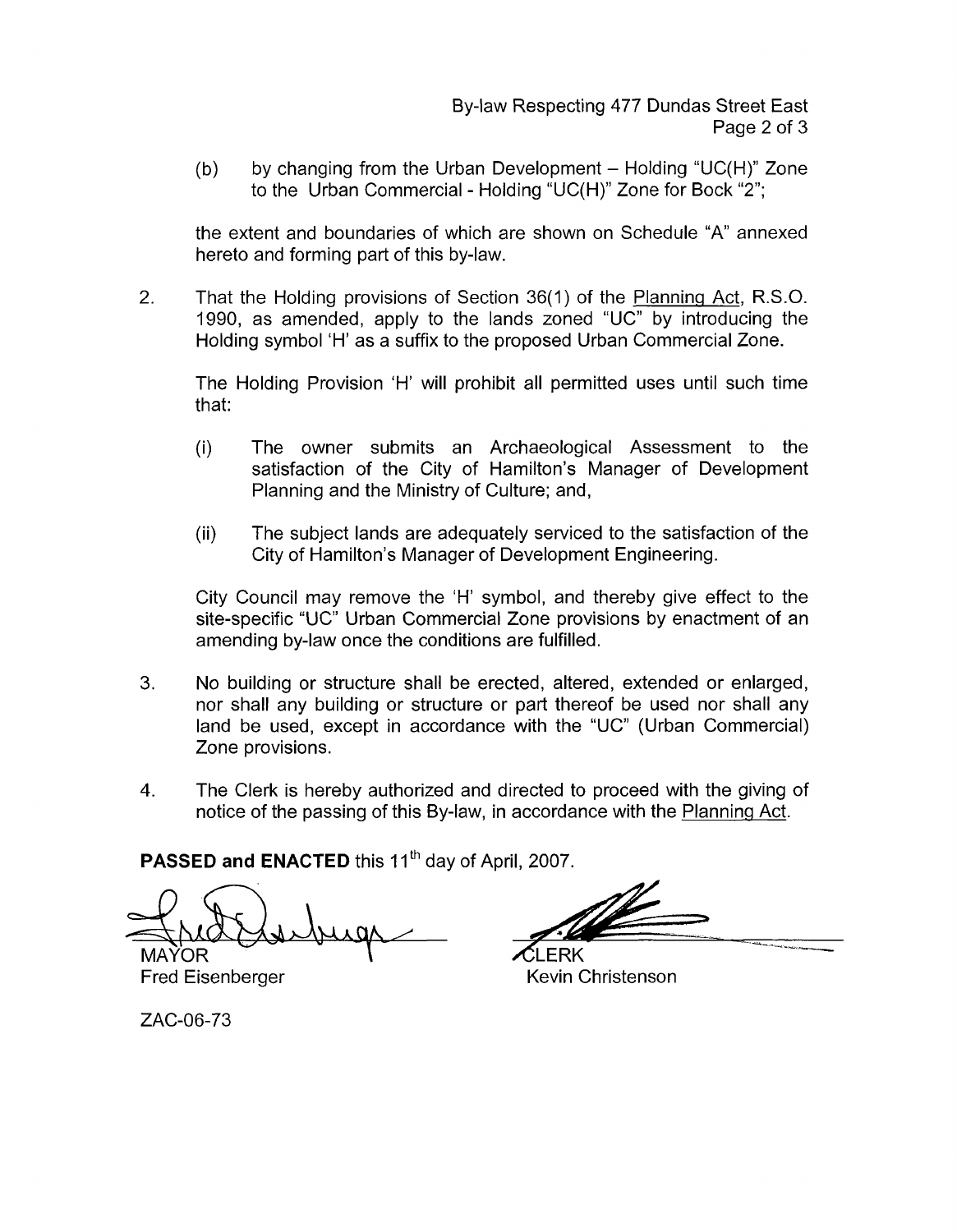(b) by changing from the Urban Development – Holding "UC(H)" Zone to the Urban Commercial - Holding "UC(H)" Zone for Bock "2";

the extent and boundaries of which are shown on Schedule "A" annexed hereto and forming part of this by-law.

2. That the Holding provisions of Section 36(1) of the Planning Act, R.S.O. 1990, as amended, apply to the lands zoned "UC" by introducing the Holding symbol 'H' as a suffix to the proposed Urban Commercial Zone.

   The Holding Provision 'H' will prohibit all permitted uses until such time that:

   (i) The owner submits an Archaeological Assessment to the satisfaction of the City of Hamilton's Manager of Development Planning and the Ministry of Culture; and,

   (ii) The subject lands are adequately serviced to the satisfaction of the City of Hamilton's Manager of Development Engineering.

   City Council may remove the 'H' symbol, and thereby give effect to the site-specific "UC" Urban Commercial Zone provisions by enactment of an amending by-law once the conditions are fulfilled.

3. No building or structure shall be erected, altered, extended or enlarged, nor shall any building or structure or part thereof be used nor shall any land be used, except in accordance with the "UC" (Urban Commercial) Zone provisions.

4. The Clerk is hereby authorized and directed to proceed with the giving of notice of the passing of this By-law, in accordance with the Planning Act.

**PASSED and ENACTED** this 11th day of April, 2007.

MAYOR
Fred Eisenberger

CLERK
Kevin Christenson

ZAC-06-73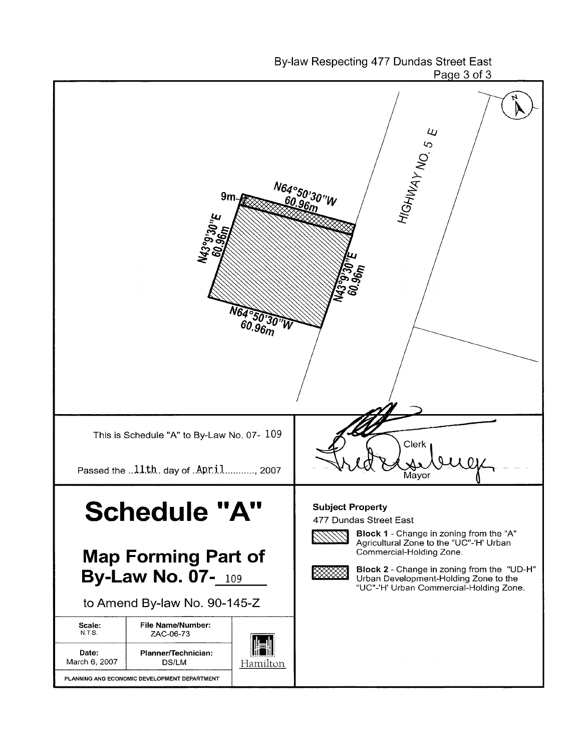By-law Respecting 477 Dundas Street East

HIGHWAY NO. 5 E

N64°50'30"W
60.96m

9m

N43°9'30"E
60.96m

N43°9'30"E
60.96m

N64°50'30"W
60.96m

This is Schedule "A" to By-Law No. 07- 109

Passed the ..11th.. day of ..April..........., 2007

Clerk

Mayor

# Schedule "A"

## Map Forming Part of By-Law No. 07- 109

to Amend By-law No. 90-145-Z

| Scale: N.T.S. | File Name/Number: ZAC-06-73 | Hamilton |
|---|---|---|
| Date: March 6, 2007 | Planner/Technician: DS/LM | |
| PLANNING AND ECONOMIC DEVELOPMENT DEPARTMENT | | |

**Subject Property**

477 Dundas Street East

**Block 1** - Change in zoning from the "A" Agricultural Zone to the "UC"-'H' Urban Commercial-Holding Zone.

**Block 2** - Change in zoning from the "UD-H" Urban Development-Holding Zone to the "UC"-'H' Urban Commercial-Holding Zone.